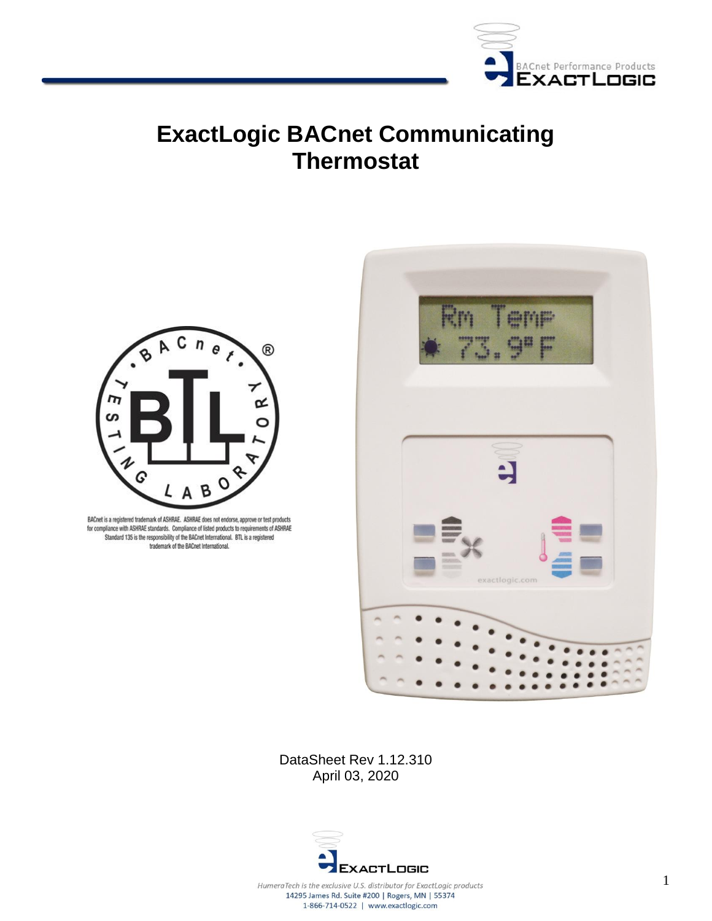# ExactLogic BACnet Communicating Thermostat

BACnet is a registered trademark of ASHRAE. ASHRAE does not endorse, approve or test products for compliance with ASHRAE standards. Compliance of listed products to requirements of ASHRAE Standard 135 is the responsibility of the BACnet International. BTL is a registered trademark of the BACnet International.

DataSheet Rev 1.12.310
April 03, 2020

*HumeraTech is the exclusive U.S. distributor for ExactLogic products*
14295 James Rd. Suite #200 | Rogers, MN | 55374
1-866-714-0522 | www.exactlogic.com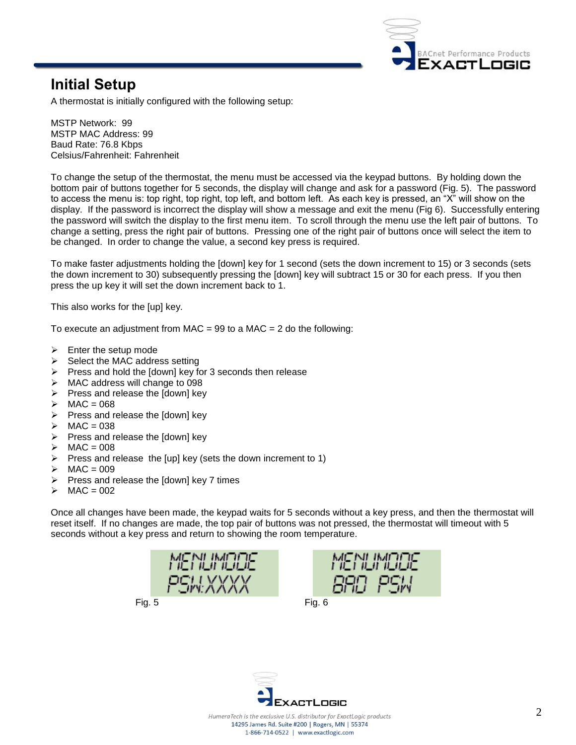# Initial Setup

A thermostat is initially configured with the following setup:

MSTP Network: 99
MSTP MAC Address: 99
Baud Rate: 76.8 Kbps
Celsius/Fahrenheit: Fahrenheit

To change the setup of the thermostat, the menu must be accessed via the keypad buttons. By holding down the bottom pair of buttons together for 5 seconds, the display will change and ask for a password (Fig. 5). The password to access the menu is: top right, top right, top left, and bottom left. As each key is pressed, an "X" will show on the display. If the password is incorrect the display will show a message and exit the menu (Fig 6). Successfully entering the password will switch the display to the first menu item. To scroll through the menu use the left pair of buttons. To change a setting, press the right pair of buttons. Pressing one of the right pair of buttons once will select the item to be changed. In order to change the value, a second key press is required.

To make faster adjustments holding the [down] key for 1 second (sets the down increment to 15) or 3 seconds (sets the down increment to 30) subsequently pressing the [down] key will subtract 15 or 30 for each press. If you then press the up key it will set the down increment back to 1.

This also works for the [up] key.

To execute an adjustment from MAC = 99 to a MAC = 2 do the following:

- Enter the setup mode
- Select the MAC address setting
- Press and hold the [down] key for 3 seconds then release
- MAC address will change to 098
- Press and release the [down] key
- MAC = 068
- Press and release the [down] key
- MAC = 038
- Press and release the [down] key
- MAC = 008
- Press and release the [up] key (sets the down increment to 1)
- MAC = 009
- Press and release the [down] key 7 times
- MAC = 002

Once all changes have been made, the keypad waits for 5 seconds without a key press, and then the thermostat will reset itself. If no changes are made, the top pair of buttons was not pressed, the thermostat will timeout with 5 seconds without a key press and return to showing the room temperature.

MENUMODE
PSW:XXXX

Fig. 5

MENUMODE
BAD PSW

Fig. 6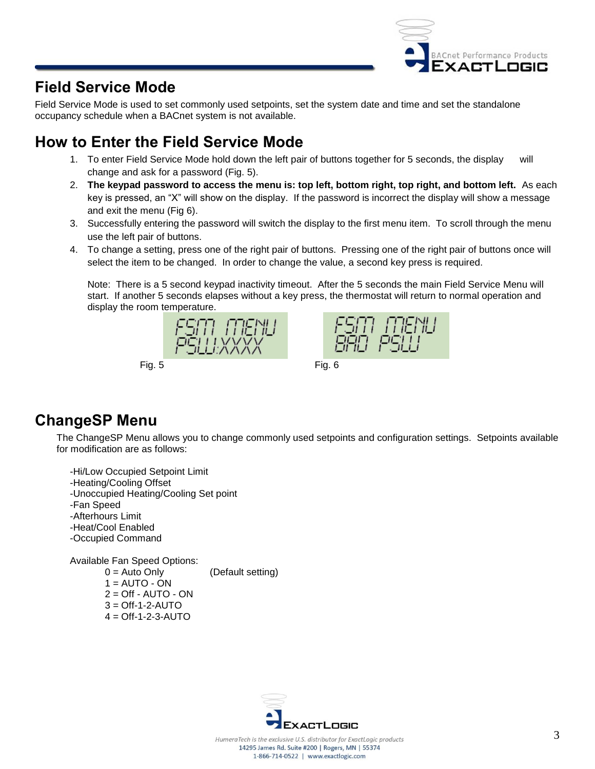## Field Service Mode

Field Service Mode is used to set commonly used setpoints, set the system date and time and set the standalone occupancy schedule when a BACnet system is not available.

## How to Enter the Field Service Mode

1. To enter Field Service Mode hold down the left pair of buttons together for 5 seconds, the display will change and ask for a password (Fig. 5).
2. **The keypad password to access the menu is: top left, bottom right, top right, and bottom left.** As each key is pressed, an "X" will show on the display. If the password is incorrect the display will show a message and exit the menu (Fig 6).
3. Successfully entering the password will switch the display to the first menu item. To scroll through the menu use the left pair of buttons.
4. To change a setting, press one of the right pair of buttons. Pressing one of the right pair of buttons once will select the item to be changed. In order to change the value, a second key press is required.

   Note: There is a 5 second keypad inactivity timeout. After the 5 seconds the main Field Service Menu will start. If another 5 seconds elapses without a key press, the thermostat will return to normal operation and display the room temperature.

FSM MENU
PSW:XXXX

Fig. 5

FSM MENU
BAD PSW

Fig. 6

## ChangeSP Menu

The ChangeSP Menu allows you to change commonly used setpoints and configuration settings. Setpoints available for modification are as follows:

-Hi/Low Occupied Setpoint Limit
-Heating/Cooling Offset
-Unoccupied Heating/Cooling Set point
-Fan Speed
-Afterhours Limit
-Heat/Cool Enabled
-Occupied Command

Available Fan Speed Options:

- 0 = Auto Only (Default setting)
- 1 = AUTO - ON
- 2 = Off - AUTO - ON
- 3 = Off-1-2-AUTO
- 4 = Off-1-2-3-AUTO

*HumeraTech is the exclusive U.S. distributor for ExactLogic products*
14295 James Rd. Suite #200 | Rogers, MN | 55374
1-866-714-0522 | www.exactlogic.com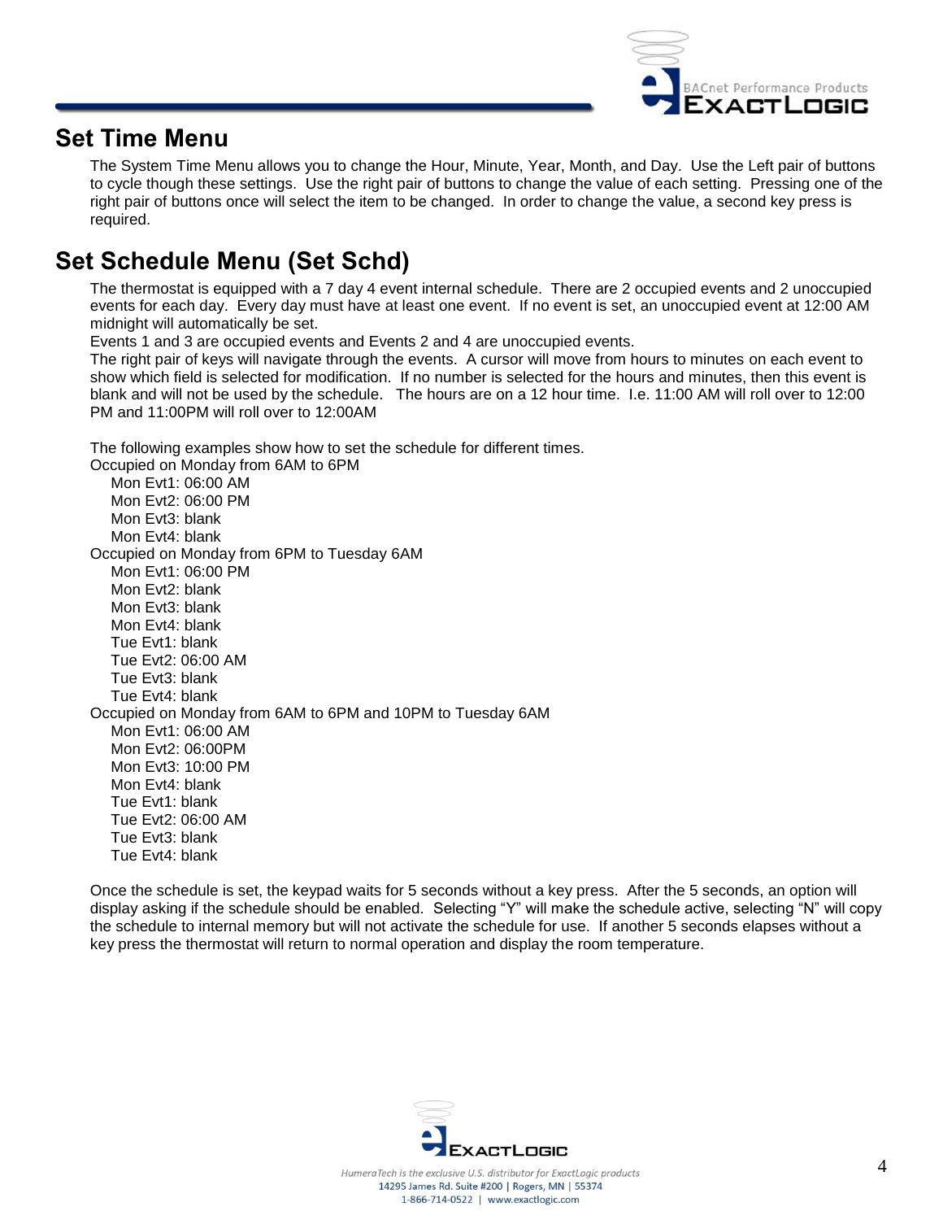## Set Time Menu

The System Time Menu allows you to change the Hour, Minute, Year, Month, and Day. Use the Left pair of buttons to cycle though these settings. Use the right pair of buttons to change the value of each setting. Pressing one of the right pair of buttons once will select the item to be changed. In order to change the value, a second key press is required.

## Set Schedule Menu (Set Schd)

The thermostat is equipped with a 7 day 4 event internal schedule. There are 2 occupied events and 2 unoccupied events for each day. Every day must have at least one event. If no event is set, an unoccupied event at 12:00 AM midnight will automatically be set.

Events 1 and 3 are occupied events and Events 2 and 4 are unoccupied events.

The right pair of keys will navigate through the events. A cursor will move from hours to minutes on each event to show which field is selected for modification. If no number is selected for the hours and minutes, then this event is blank and will not be used by the schedule. The hours are on a 12 hour time. I.e. 11:00 AM will roll over to 12:00 PM and 11:00PM will roll over to 12:00AM

The following examples show how to set the schedule for different times.

Occupied on Monday from 6AM to 6PM

- Mon Evt1: 06:00 AM
- Mon Evt2: 06:00 PM
- Mon Evt3: blank
- Mon Evt4: blank

Occupied on Monday from 6PM to Tuesday 6AM

- Mon Evt1: 06:00 PM
- Mon Evt2: blank
- Mon Evt3: blank
- Mon Evt4: blank
- Tue Evt1: blank
- Tue Evt2: 06:00 AM
- Tue Evt3: blank
- Tue Evt4: blank

Occupied on Monday from 6AM to 6PM and 10PM to Tuesday 6AM

- Mon Evt1: 06:00 AM
- Mon Evt2: 06:00PM
- Mon Evt3: 10:00 PM
- Mon Evt4: blank
- Tue Evt1: blank
- Tue Evt2: 06:00 AM
- Tue Evt3: blank
- Tue Evt4: blank

Once the schedule is set, the keypad waits for 5 seconds without a key press. After the 5 seconds, an option will display asking if the schedule should be enabled. Selecting "Y" will make the schedule active, selecting "N" will copy the schedule to internal memory but will not activate the schedule for use. If another 5 seconds elapses without a key press the thermostat will return to normal operation and display the room temperature.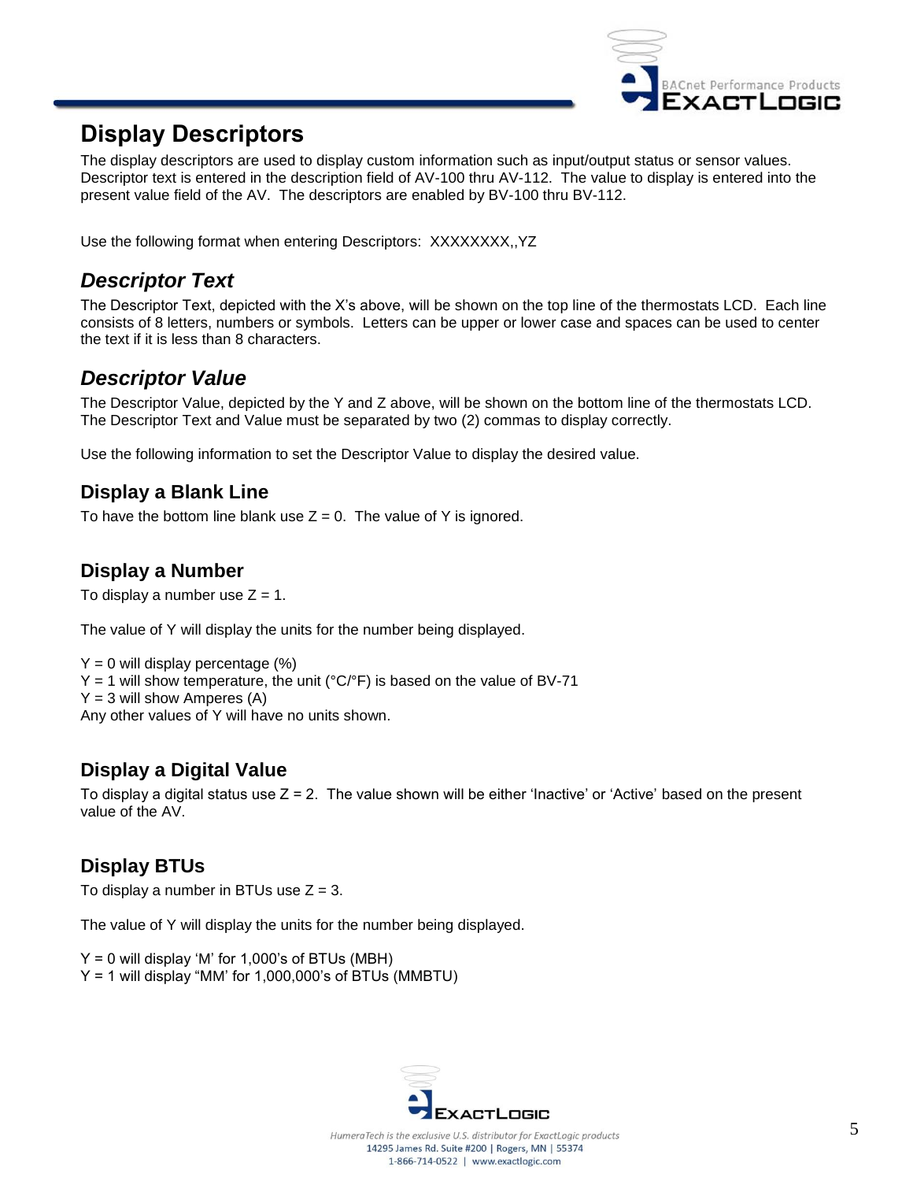# Display Descriptors

The display descriptors are used to display custom information such as input/output status or sensor values. Descriptor text is entered in the description field of AV-100 thru AV-112. The value to display is entered into the present value field of the AV. The descriptors are enabled by BV-100 thru BV-112.

Use the following format when entering Descriptors: XXXXXXXX,,YZ

## *Descriptor Text*

The Descriptor Text, depicted with the X's above, will be shown on the top line of the thermostats LCD. Each line consists of 8 letters, numbers or symbols. Letters can be upper or lower case and spaces can be used to center the text if it is less than 8 characters.

## *Descriptor Value*

The Descriptor Value, depicted by the Y and Z above, will be shown on the bottom line of the thermostats LCD. The Descriptor Text and Value must be separated by two (2) commas to display correctly.

Use the following information to set the Descriptor Value to display the desired value.

### Display a Blank Line

To have the bottom line blank use Z = 0. The value of Y is ignored.

### Display a Number

To display a number use Z = 1.

The value of Y will display the units for the number being displayed.

Y = 0 will display percentage (%)
Y = 1 will show temperature, the unit (°C/°F) is based on the value of BV-71
Y = 3 will show Amperes (A)
Any other values of Y will have no units shown.

### Display a Digital Value

To display a digital status use Z = 2. The value shown will be either 'Inactive' or 'Active' based on the present value of the AV.

### Display BTUs

To display a number in BTUs use Z = 3.

The value of Y will display the units for the number being displayed.

Y = 0 will display 'M' for 1,000's of BTUs (MBH)
Y = 1 will display "MM' for 1,000,000's of BTUs (MMBTU)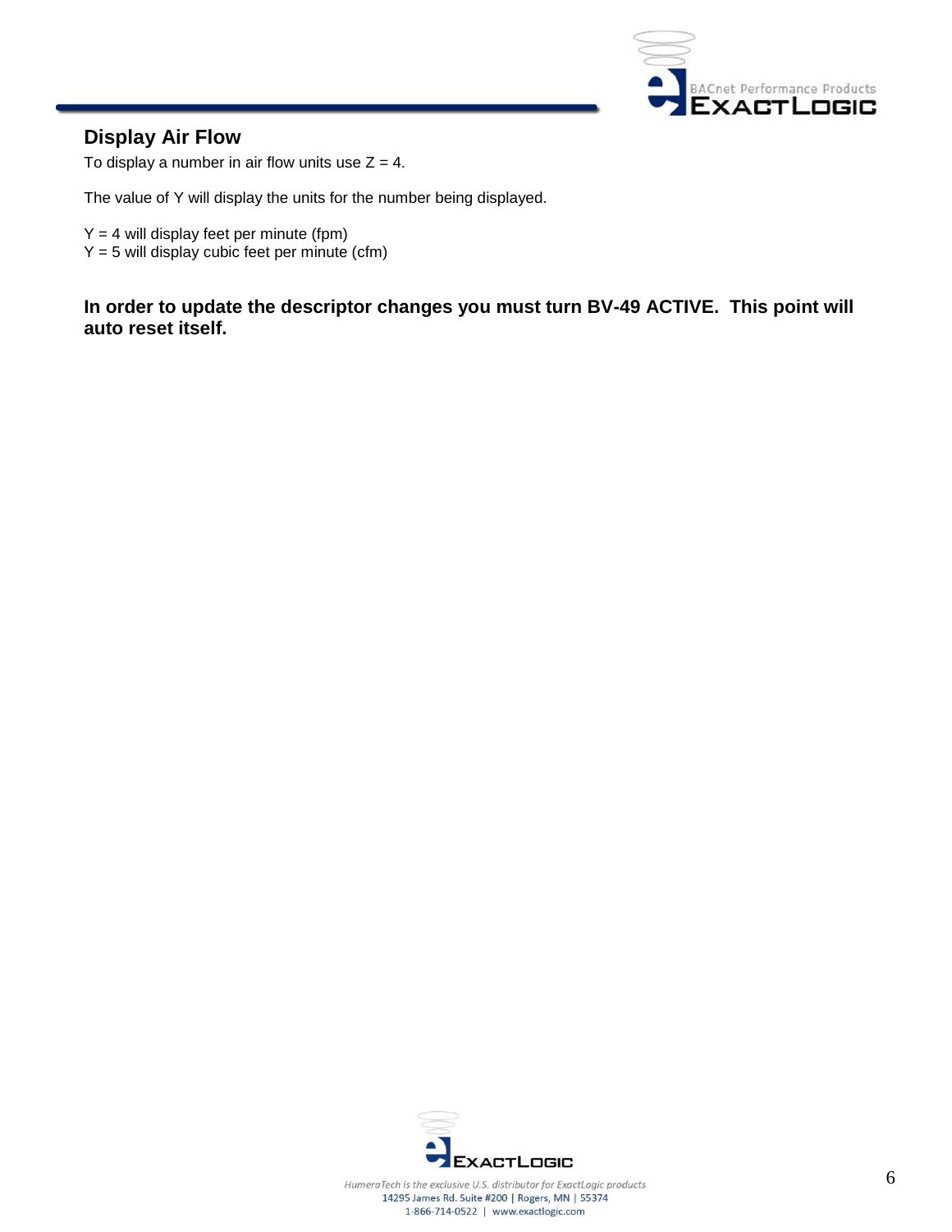## Display Air Flow

To display a number in air flow units use Z = 4.

The value of Y will display the units for the number being displayed.

Y = 4 will display feet per minute (fpm)
Y = 5 will display cubic feet per minute (cfm)

**In order to update the descriptor changes you must turn BV-49 ACTIVE. This point will auto reset itself.**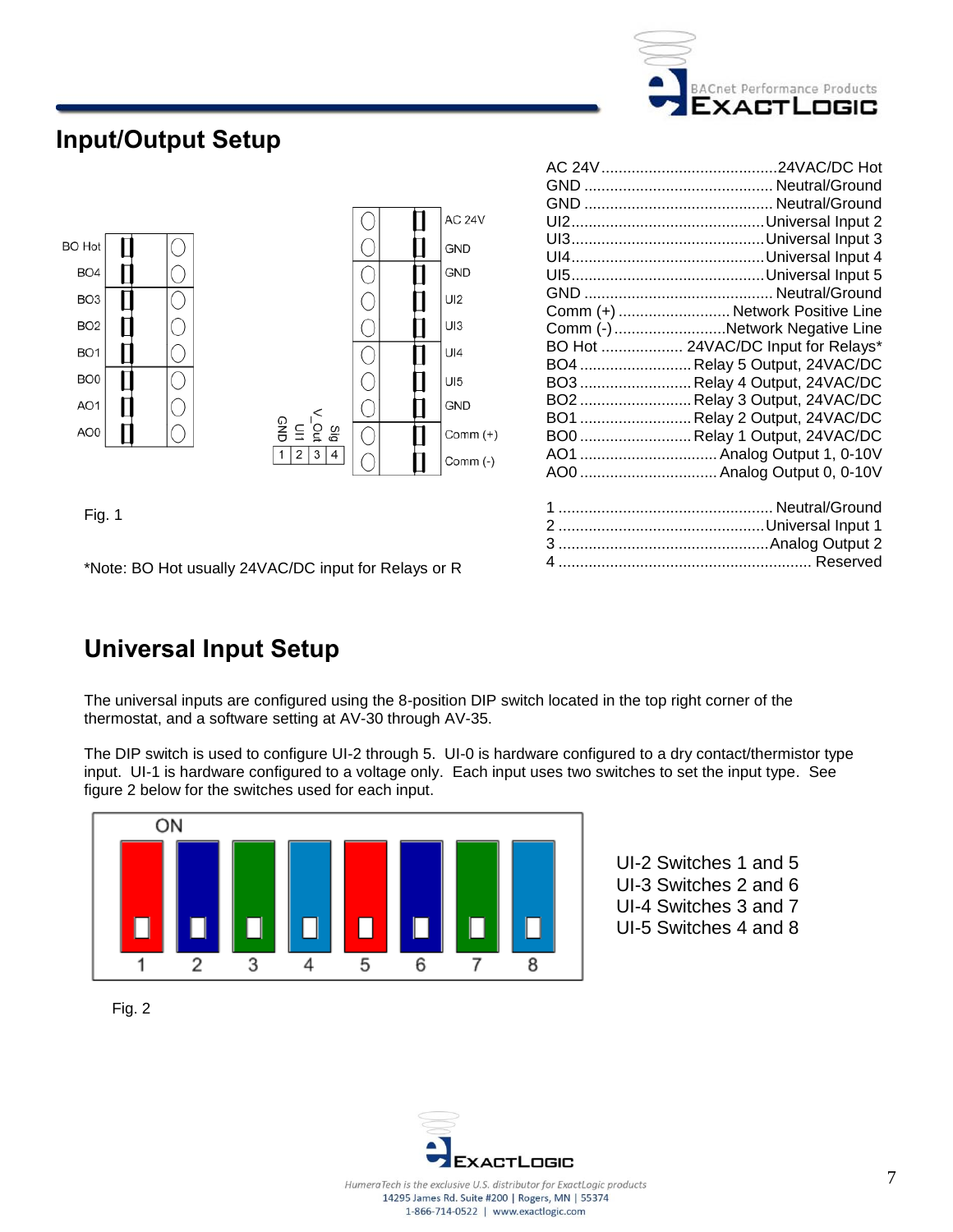## Input/Output Setup

| Terminal | Description |
|---|---|
| AC 24V | 24VAC/DC Hot |
| GND | Neutral/Ground |
| GND | Neutral/Ground |
| UI2 | Universal Input 2 |
| UI3 | Universal Input 3 |
| UI4 | Universal Input 4 |
| UI5 | Universal Input 5 |
| GND | Neutral/Ground |
| Comm (+) | Network Positive Line |
| Comm (-) | Network Negative Line |
| BO Hot | 24VAC/DC Input for Relays* |
| BO4 | Relay 5 Output, 24VAC/DC |
| BO3 | Relay 4 Output, 24VAC/DC |
| BO2 | Relay 3 Output, 24VAC/DC |
| BO1 | Relay 2 Output, 24VAC/DC |
| BO0 | Relay 1 Output, 24VAC/DC |
| AO1 | Analog Output 1, 0-10V |
| AO0 | Analog Output 0, 0-10V |

| Terminal | Description |
|---|---|
| 1 | Neutral/Ground |
| 2 | Universal Input 1 |
| 3 | Analog Output 2 |
| 4 | Reserved |

Fig. 1

*Note: BO Hot usually 24VAC/DC input for Relays or R

## Universal Input Setup

The universal inputs are configured using the 8-position DIP switch located in the top right corner of the thermostat, and a software setting at AV-30 through AV-35.

The DIP switch is used to configure UI-2 through 5. UI-0 is hardware configured to a dry contact/thermistor type input. UI-1 is hardware configured to a voltage only. Each input uses two switches to set the input type. See figure 2 below for the switches used for each input.

UI-2 Switches 1 and 5
UI-3 Switches 2 and 6
UI-4 Switches 3 and 7
UI-5 Switches 4 and 8

Fig. 2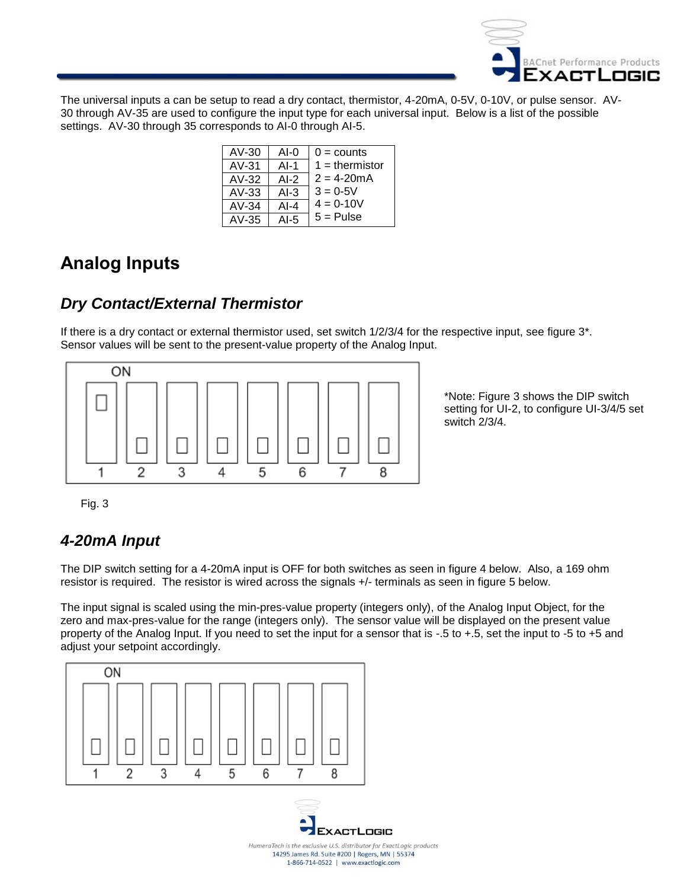The universal inputs a can be setup to read a dry contact, thermistor, 4-20mA, 0-5V, 0-10V, or pulse sensor. AV-30 through AV-35 are used to configure the input type for each universal input. Below is a list of the possible settings. AV-30 through 35 corresponds to AI-0 through AI-5.

| | | |
|---|---|---|
| AV-30 | AI-0 | 0 = counts |
| AV-31 | AI-1 | 1 = thermistor |
| AV-32 | AI-2 | 2 = 4-20mA |
| AV-33 | AI-3 | 3 = 0-5V |
| AV-34 | AI-4 | 4 = 0-10V |
| AV-35 | AI-5 | 5 = Pulse |

# Analog Inputs

## *Dry Contact/External Thermistor*

If there is a dry contact or external thermistor used, set switch 1/2/3/4 for the respective input, see figure 3*. Sensor values will be sent to the present-value property of the Analog Input.

ON

1 2 3 4 5 6 7 8

Fig. 3

*Note: Figure 3 shows the DIP switch setting for UI-2, to configure UI-3/4/5 set switch 2/3/4.

## *4-20mA Input*

The DIP switch setting for a 4-20mA input is OFF for both switches as seen in figure 4 below. Also, a 169 ohm resistor is required. The resistor is wired across the signals +/- terminals as seen in figure 5 below.

The input signal is scaled using the min-pres-value property (integers only), of the Analog Input Object, for the zero and max-pres-value for the range (integers only). The sensor value will be displayed on the present value property of the Analog Input. If you need to set the input for a sensor that is -.5 to +.5, set the input to -5 to +5 and adjust your setpoint accordingly.

ON

1 2 3 4 5 6 7 8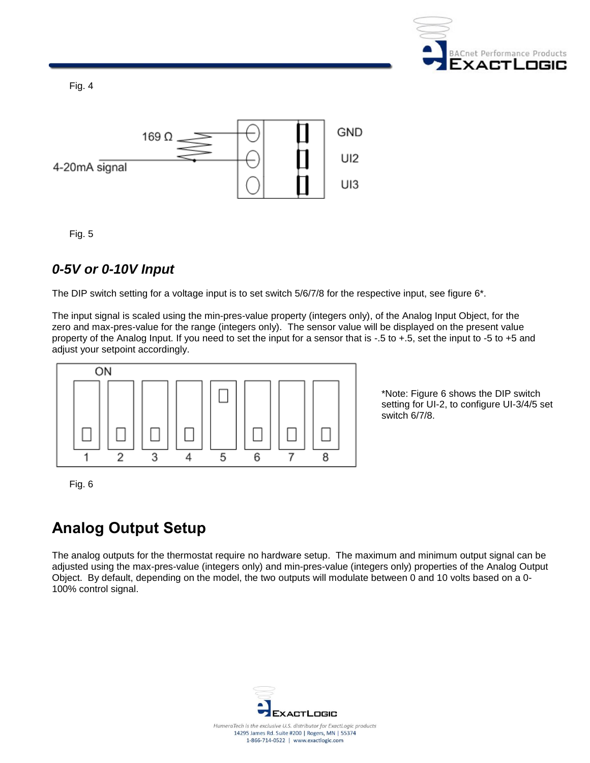Fig. 4

Fig. 5

### *0-5V or 0-10V Input*

The DIP switch setting for a voltage input is to set switch 5/6/7/8 for the respective input, see figure 6*.

The input signal is scaled using the min-pres-value property (integers only), of the Analog Input Object, for the zero and max-pres-value for the range (integers only). The sensor value will be displayed on the present value property of the Analog Input. If you need to set the input for a sensor that is -.5 to +.5, set the input to -5 to +5 and adjust your setpoint accordingly.

*Note: Figure 6 shows the DIP switch setting for UI-2, to configure UI-3/4/5 set switch 6/7/8.

Fig. 6

## Analog Output Setup

The analog outputs for the thermostat require no hardware setup. The maximum and minimum output signal can be adjusted using the max-pres-value (integers only) and min-pres-value (integers only) properties of the Analog Output Object. By default, depending on the model, the two outputs will modulate between 0 and 10 volts based on a 0-100% control signal.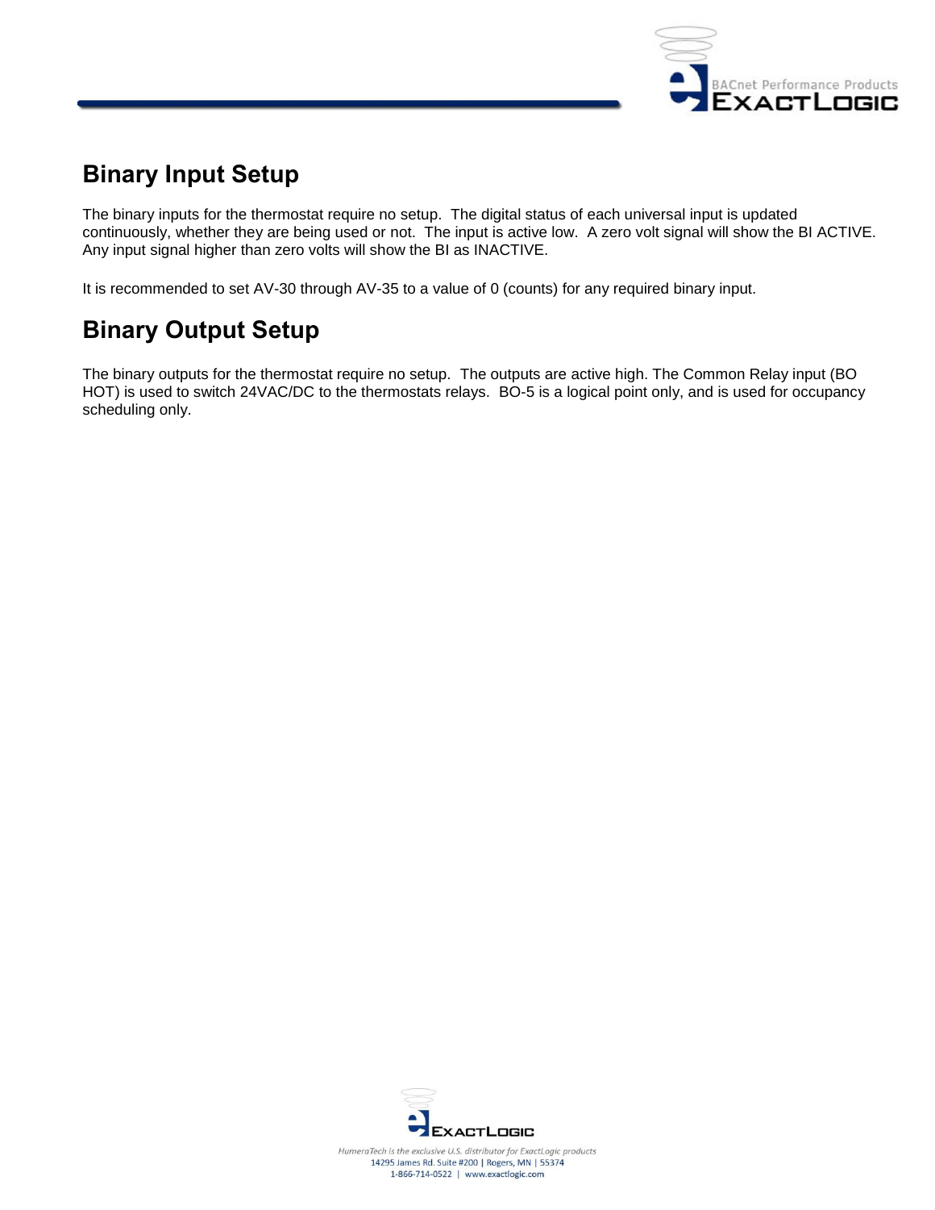## Binary Input Setup

The binary inputs for the thermostat require no setup. The digital status of each universal input is updated continuously, whether they are being used or not. The input is active low. A zero volt signal will show the BI ACTIVE. Any input signal higher than zero volts will show the BI as INACTIVE.

It is recommended to set AV-30 through AV-35 to a value of 0 (counts) for any required binary input.

## Binary Output Setup

The binary outputs for the thermostat require no setup. The outputs are active high. The Common Relay input (BO HOT) is used to switch 24VAC/DC to the thermostats relays. BO-5 is a logical point only, and is used for occupancy scheduling only.